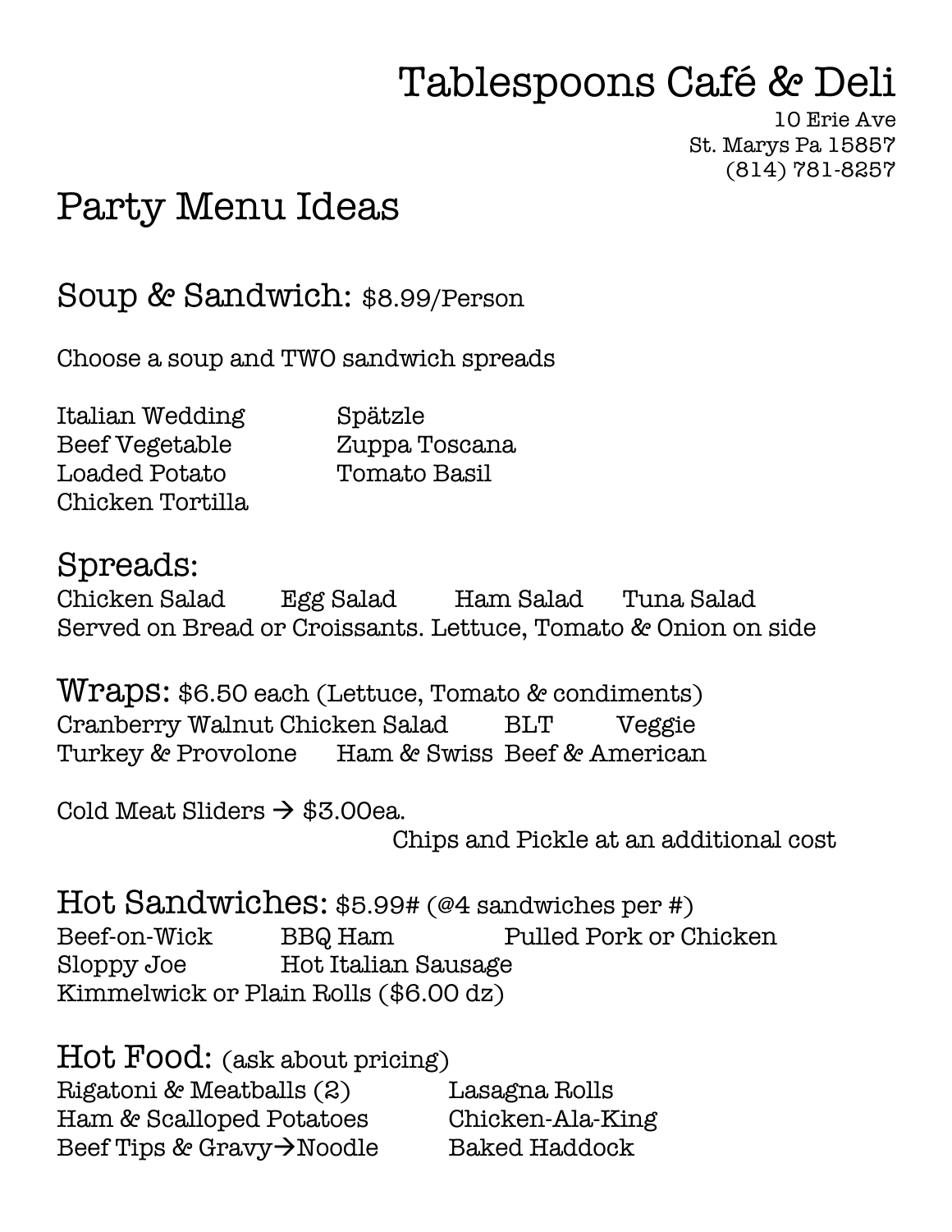# Tablespoons Café & Deli

10 Erie Ave
St. Marys Pa 15857
(814) 781-8257

## Party Menu Ideas

### Soup & Sandwich: $8.99/Person

Choose a soup and TWO sandwich spreads

Italian Wedding
Beef Vegetable
Loaded Potato
Chicken Tortilla
Spätzle
Zuppa Toscana
Tomato Basil

### Spreads:

Chicken Salad Egg Salad Ham Salad Tuna Salad
Served on Bread or Croissants. Lettuce, Tomato & Onion on side

### Wraps: $6.50 each (Lettuce, Tomato & condiments)

Cranberry Walnut Chicken Salad BLT Veggie
Turkey & Provolone Ham & Swiss Beef & American

Cold Meat Sliders → $3.00ea.

Chips and Pickle at an additional cost

### Hot Sandwiches: $5.99# (@4 sandwiches per #)

Beef-on-Wick BBQ Ham Pulled Pork or Chicken
Sloppy Joe Hot Italian Sausage
Kimmelwick or Plain Rolls ($6.00 dz)

### Hot Food: (ask about pricing)

Rigatoni & Meatballs (2)
Ham & Scalloped Potatoes
Beef Tips & Gravy→Noodle
Lasagna Rolls
Chicken-Ala-King
Baked Haddock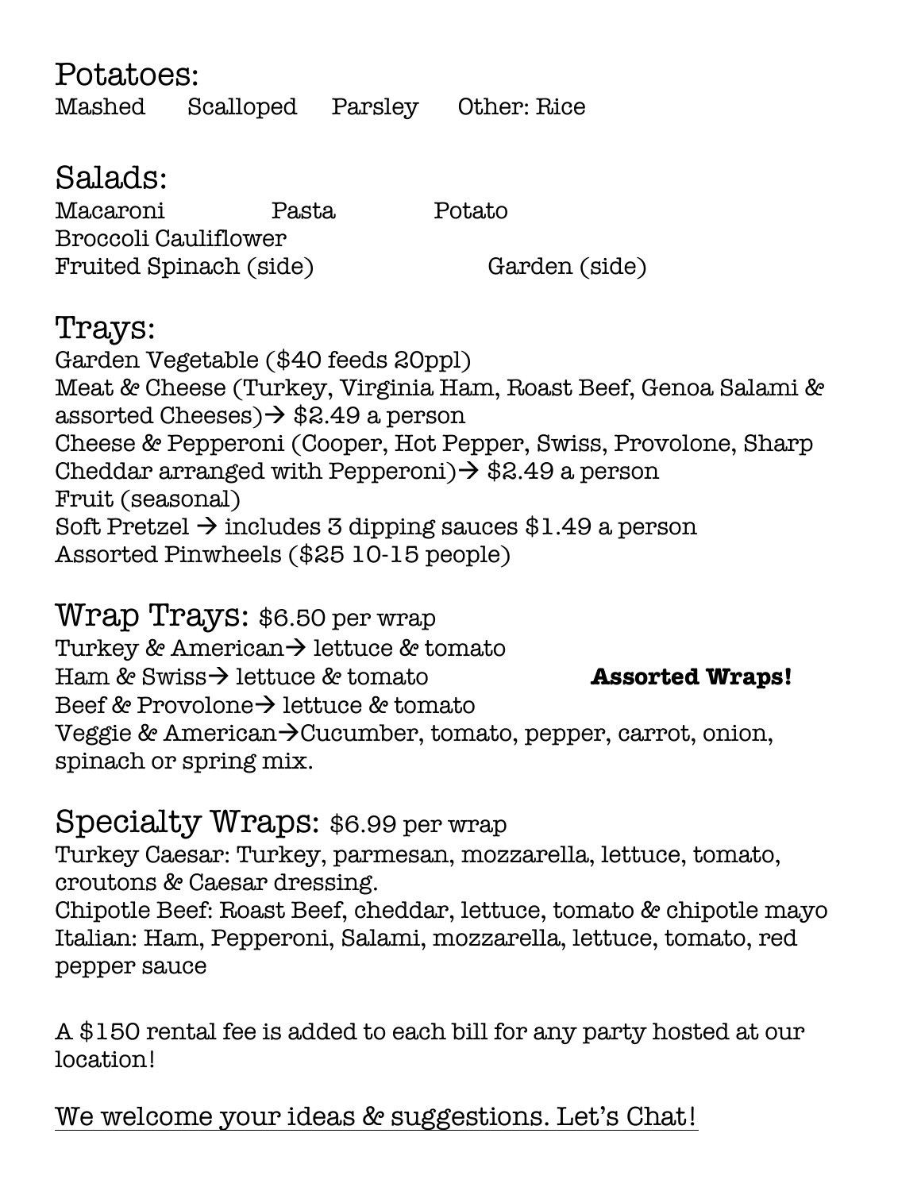## Potatoes:

Mashed  Scalloped  Parsley  Other: Rice

## Salads:

Macaroni  Pasta  Potato
Broccoli Cauliflower
Fruited Spinach (side)  Garden (side)

## Trays:

Garden Vegetable ($40 feeds 20ppl)
Meat & Cheese (Turkey, Virginia Ham, Roast Beef, Genoa Salami & assorted Cheeses)→ $2.49 a person
Cheese & Pepperoni (Cooper, Hot Pepper, Swiss, Provolone, Sharp Cheddar arranged with Pepperoni)→ $2.49 a person
Fruit (seasonal)
Soft Pretzel → includes 3 dipping sauces $1.49 a person
Assorted Pinwheels ($25 10-15 people)

## Wrap Trays: $6.50 per wrap

Turkey & American→ lettuce & tomato
Ham & Swiss→ lettuce & tomato
Beef & Provolone→ lettuce & tomato
Veggie & American→Cucumber, tomato, pepper, carrot, onion, spinach or spring mix.

**Assorted Wraps!**

## Specialty Wraps: $6.99 per wrap

Turkey Caesar: Turkey, parmesan, mozzarella, lettuce, tomato, croutons & Caesar dressing.
Chipotle Beef: Roast Beef, cheddar, lettuce, tomato & chipotle mayo
Italian: Ham, Pepperoni, Salami, mozzarella, lettuce, tomato, red pepper sauce

A $150 rental fee is added to each bill for any party hosted at our location!

<u>We welcome your ideas & suggestions. Let's Chat!</u>